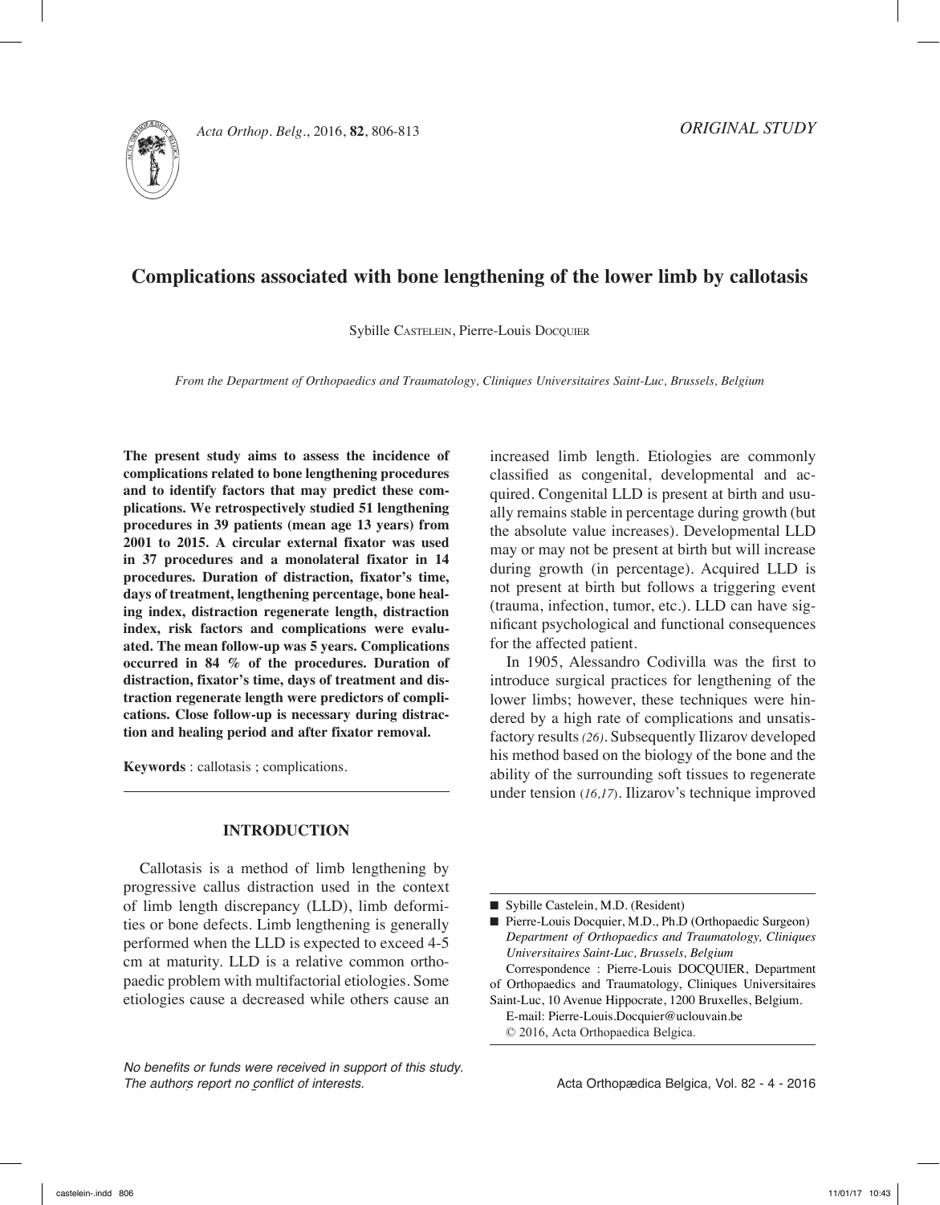*ORIGINAL STUDY*

# Complications associated with bone lengthening of the lower limb by callotasis

Sybille Castelein, Pierre-Louis Docquier

*From the Department of Orthopaedics and Traumatology, Cliniques Universitaires Saint-Luc, Brussels, Belgium*

**The present study aims to assess the incidence of complications related to bone lengthening procedures and to identify factors that may predict these complications. We retrospectively studied 51 lengthening procedures in 39 patients (mean age 13 years) from 2001 to 2015. A circular external fixator was used in 37 procedures and a monolateral fixator in 14 procedures. Duration of distraction, fixator's time, days of treatment, lengthening percentage, bone healing index, distraction regenerate length, distraction index, risk factors and complications were evaluated. The mean follow-up was 5 years. Complications occurred in 84 % of the procedures. Duration of distraction, fixator's time, days of treatment and distraction regenerate length were predictors of complications. Close follow-up is necessary during distraction and healing period and after fixator removal.**

**Keywords** : callotasis ; complications.

## INTRODUCTION

Callotasis is a method of limb lengthening by progressive callus distraction used in the context of limb length discrepancy (LLD), limb deformities or bone defects. Limb lengthening is generally performed when the LLD is expected to exceed 4-5 cm at maturity. LLD is a relative common orthopaedic problem with multifactorial etiologies. Some etiologies cause a decreased while others cause an increased limb length. Etiologies are commonly classified as congenital, developmental and acquired. Congenital LLD is present at birth and usually remains stable in percentage during growth (but the absolute value increases). Developmental LLD may or may not be present at birth but will increase during growth (in percentage). Acquired LLD is not present at birth but follows a triggering event (trauma, infection, tumor, etc.). LLD can have significant psychological and functional consequences for the affected patient.

In 1905, Alessandro Codivilla was the first to introduce surgical practices for lengthening of the lower limbs; however, these techniques were hindered by a high rate of complications and unsatisfactory results *(26)*. Subsequently Ilizarov developed his method based on the biology of the bone and the ability of the surrounding soft tissues to regenerate under tension *(16,17)*. Ilizarov's technique improved

---

■ Sybille Castelein, M.D. (Resident)

■ Pierre-Louis Docquier, M.D., Ph.D (Orthopaedic Surgeon)
*Department of Orthopaedics and Traumatology, Cliniques Universitaires Saint-Luc, Brussels, Belgium*

Correspondence : Pierre-Louis DOCQUIER, Department of Orthopaedics and Traumatology, Cliniques Universitaires Saint-Luc, 10 Avenue Hippocrate, 1200 Bruxelles, Belgium.

E-mail: Pierre-Louis.Docquier@uclouvain.be

© 2016, Acta Orthopaedica Belgica.

*No benefits or funds were received in support of this study. The authors report no conflict of interests.*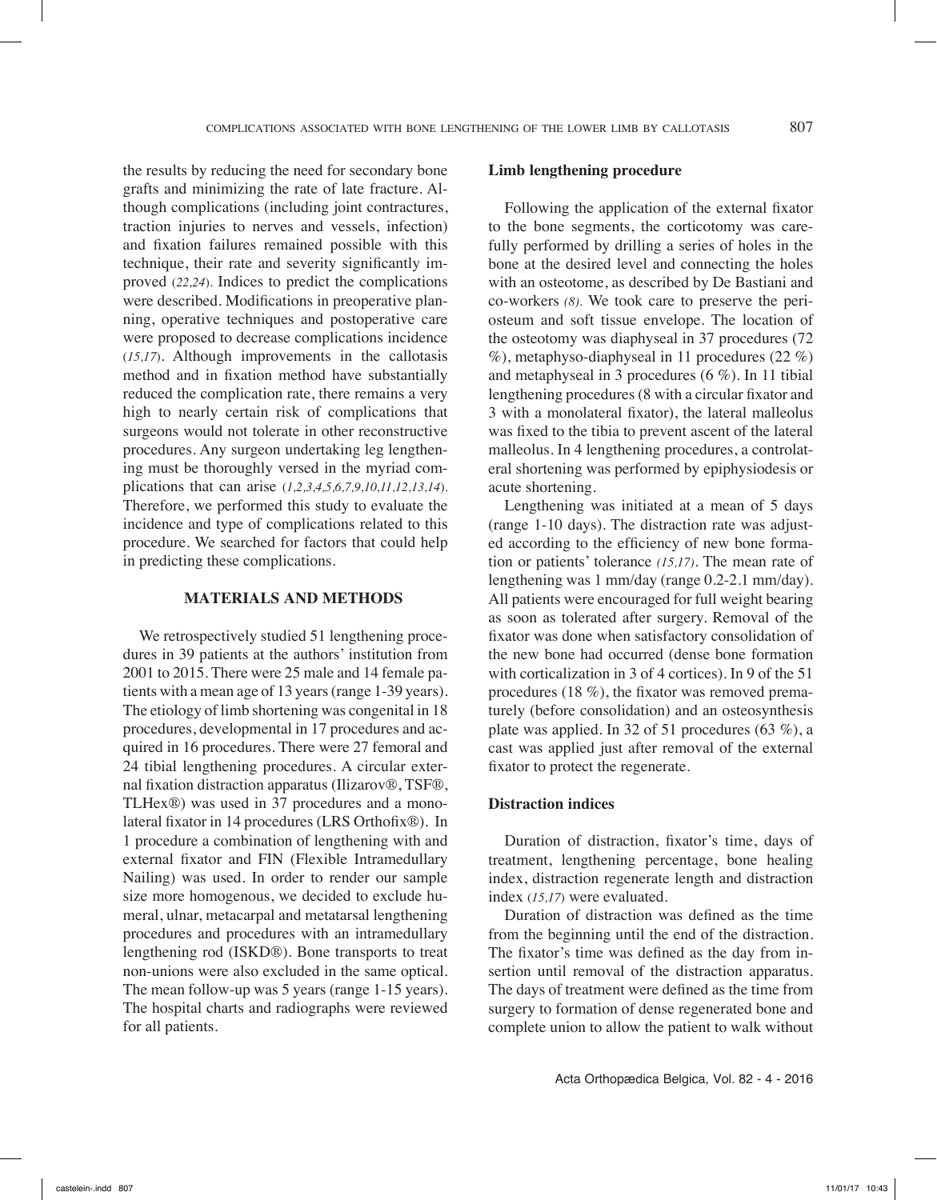the results by reducing the need for secondary bone grafts and minimizing the rate of late fracture. Although complications (including joint contractures, traction injuries to nerves and vessels, infection) and fixation failures remained possible with this technique, their rate and severity significantly improved (*22,24*). Indices to predict the complications were described. Modifications in preoperative planning, operative techniques and postoperative care were proposed to decrease complications incidence (*15,17*). Although improvements in the callotasis method and in fixation method have substantially reduced the complication rate, there remains a very high to nearly certain risk of complications that surgeons would not tolerate in other reconstructive procedures. Any surgeon undertaking leg lengthening must be thoroughly versed in the myriad complications that can arise (*1,2,3,4,5,6,7,9,10,11,12,13,14*). Therefore, we performed this study to evaluate the incidence and type of complications related to this procedure. We searched for factors that could help in predicting these complications.

## MATERIALS AND METHODS

We retrospectively studied 51 lengthening procedures in 39 patients at the authors' institution from 2001 to 2015. There were 25 male and 14 female patients with a mean age of 13 years (range 1-39 years). The etiology of limb shortening was congenital in 18 procedures, developmental in 17 procedures and acquired in 16 procedures. There were 27 femoral and 24 tibial lengthening procedures. A circular external fixation distraction apparatus (Ilizarov®, TSF®, TLHex®) was used in 37 procedures and a monolateral fixator in 14 procedures (LRS Orthofix®). In 1 procedure a combination of lengthening with and external fixator and FIN (Flexible Intramedullary Nailing) was used. In order to render our sample size more homogenous, we decided to exclude humeral, ulnar, metacarpal and metatarsal lengthening procedures and procedures with an intramedullary lengthening rod (ISKD®). Bone transports to treat non-unions were also excluded in the same optical. The mean follow-up was 5 years (range 1-15 years). The hospital charts and radiographs were reviewed for all patients.

### Limb lengthening procedure

Following the application of the external fixator to the bone segments, the corticotomy was carefully performed by drilling a series of holes in the bone at the desired level and connecting the holes with an osteotome, as described by De Bastiani and co-workers (*8*). We took care to preserve the periosteum and soft tissue envelope. The location of the osteotomy was diaphyseal in 37 procedures (72 %), metaphyso-diaphyseal in 11 procedures (22 %) and metaphyseal in 3 procedures (6 %). In 11 tibial lengthening procedures (8 with a circular fixator and 3 with a monolateral fixator), the lateral malleolus was fixed to the tibia to prevent ascent of the lateral malleolus. In 4 lengthening procedures, a controlateral shortening was performed by epiphysiodesis or acute shortening.

Lengthening was initiated at a mean of 5 days (range 1-10 days). The distraction rate was adjusted according to the efficiency of new bone formation or patients' tolerance (*15,17*). The mean rate of lengthening was 1 mm/day (range 0.2-2.1 mm/day). All patients were encouraged for full weight bearing as soon as tolerated after surgery. Removal of the fixator was done when satisfactory consolidation of the new bone had occurred (dense bone formation with corticalization in 3 of 4 cortices). In 9 of the 51 procedures (18 %), the fixator was removed prematurely (before consolidation) and an osteosynthesis plate was applied. In 32 of 51 procedures (63 %), a cast was applied just after removal of the external fixator to protect the regenerate.

### Distraction indices

Duration of distraction, fixator's time, days of treatment, lengthening percentage, bone healing index, distraction regenerate length and distraction index (*15,17*) were evaluated.

Duration of distraction was defined as the time from the beginning until the end of the distraction. The fixator's time was defined as the day from insertion until removal of the distraction apparatus. The days of treatment were defined as the time from surgery to formation of dense regenerated bone and complete union to allow the patient to walk without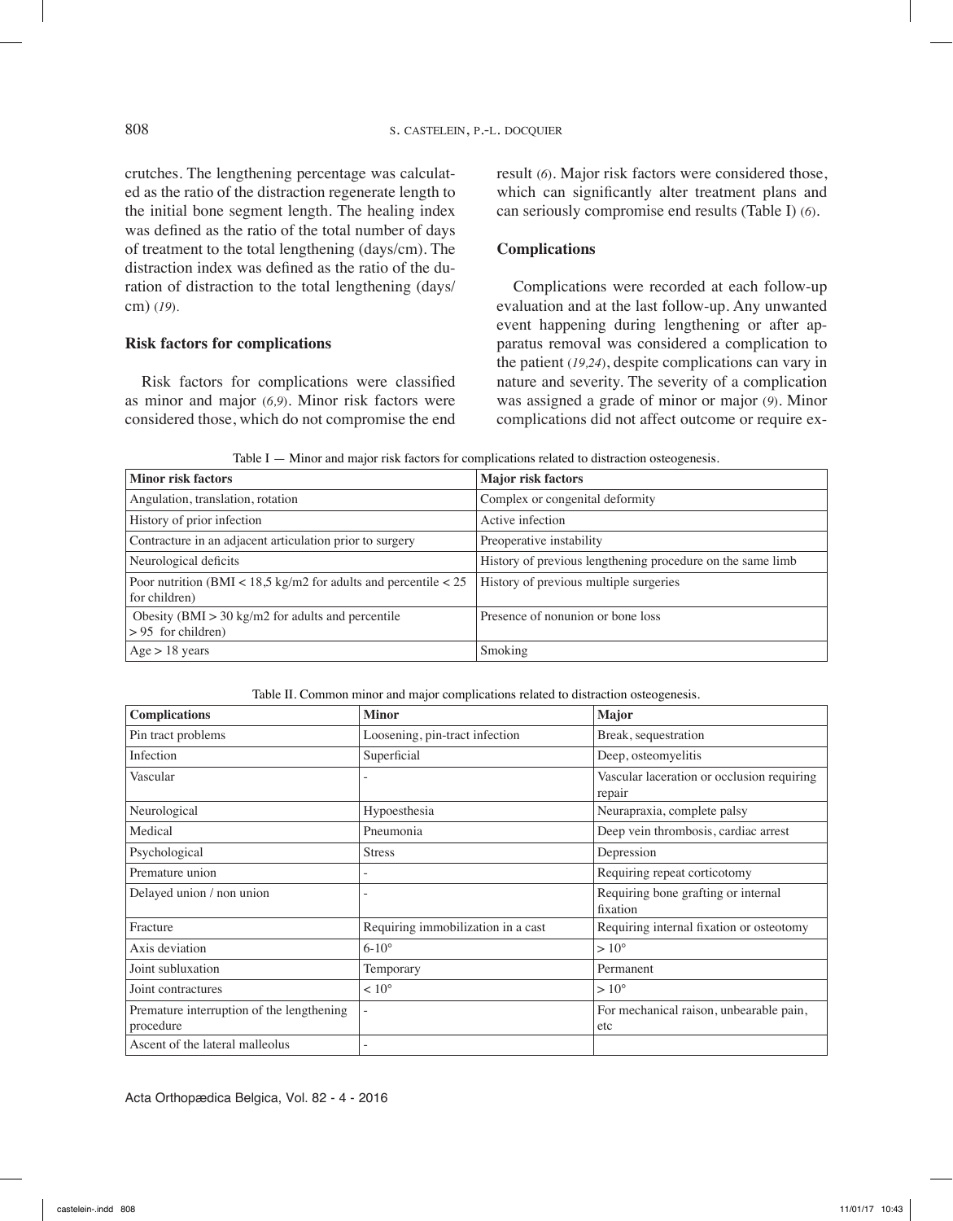crutches. The lengthening percentage was calculated as the ratio of the distraction regenerate length to the initial bone segment length. The healing index was defined as the ratio of the total number of days of treatment to the total lengthening (days/cm). The distraction index was defined as the ratio of the duration of distraction to the total lengthening (days/cm) (*19*).

### Risk factors for complications

Risk factors for complications were classified as minor and major (*6,9*). Minor risk factors were considered those, which do not compromise the end result (*6*). Major risk factors were considered those, which can significantly alter treatment plans and can seriously compromise end results (Table I) (*6*).

### Complications

Complications were recorded at each follow-up evaluation and at the last follow-up. Any unwanted event happening during lengthening or after apparatus removal was considered a complication to the patient (*19,24*), despite complications can vary in nature and severity. The severity of a complication was assigned a grade of minor or major (*9*). Minor complications did not affect outcome or require ex-

Table I — Minor and major risk factors for complications related to distraction osteogenesis.

| Minor risk factors | Major risk factors |
|---|---|
| Angulation, translation, rotation | Complex or congenital deformity |
| History of prior infection | Active infection |
| Contracture in an adjacent articulation prior to surgery | Preoperative instability |
| Neurological deficits | History of previous lengthening procedure on the same limb |
| Poor nutrition (BMI < 18,5 kg/m2 for adults and percentile < 25 for children) | History of previous multiple surgeries |
| Obesity (BMI > 30 kg/m2 for adults and percentile > 95 for children) | Presence of nonunion or bone loss |
| Age > 18 years | Smoking |

Table II. Common minor and major complications related to distraction osteogenesis.

| Complications | Minor | Major |
|---|---|---|
| Pin tract problems | Loosening, pin-tract infection | Break, sequestration |
| Infection | Superficial | Deep, osteomyelitis |
| Vascular | - | Vascular laceration or occlusion requiring repair |
| Neurological | Hypoesthesia | Neurapraxia, complete palsy |
| Medical | Pneumonia | Deep vein thrombosis, cardiac arrest |
| Psychological | Stress | Depression |
| Premature union | - | Requiring repeat corticotomy |
| Delayed union / non union | - | Requiring bone grafting or internal fixation |
| Fracture | Requiring immobilization in a cast | Requiring internal fixation or osteotomy |
| Axis deviation | 6-10° | > 10° |
| Joint subluxation | Temporary | Permanent |
| Joint contractures | < 10° | > 10° |
| Premature interruption of the lengthening procedure | - | For mechanical raison, unbearable pain, etc |
| Ascent of the lateral malleolus | - | |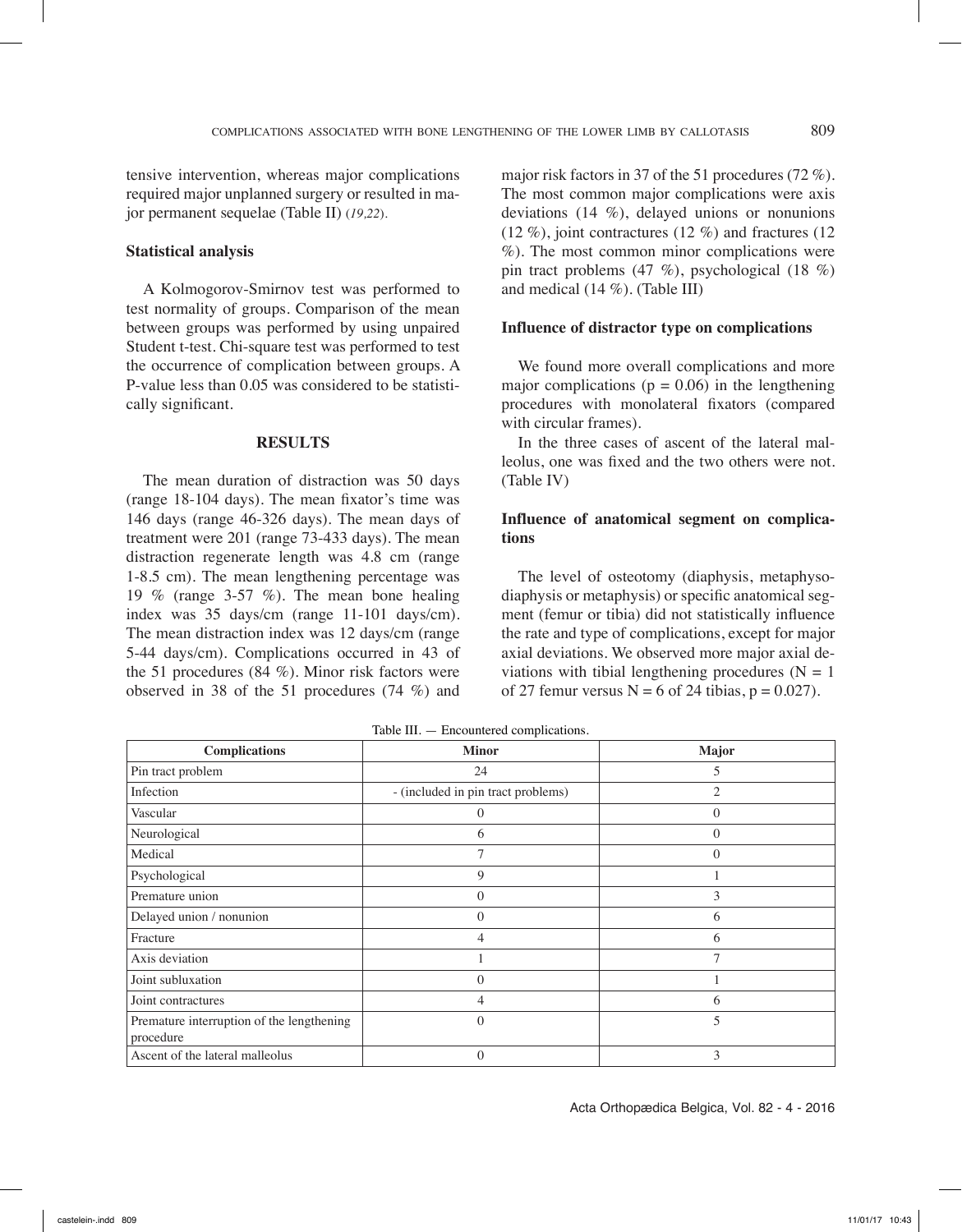tensive intervention, whereas major complications required major unplanned surgery or resulted in major permanent sequelae (Table II) (*19,22*).

### Statistical analysis

A Kolmogorov-Smirnov test was performed to test normality of groups. Comparison of the mean between groups was performed by using unpaired Student t-test. Chi-square test was performed to test the occurrence of complication between groups. A P-value less than 0.05 was considered to be statistically significant.

## RESULTS

The mean duration of distraction was 50 days (range 18-104 days). The mean fixator's time was 146 days (range 46-326 days). The mean days of treatment were 201 (range 73-433 days). The mean distraction regenerate length was 4.8 cm (range 1-8.5 cm). The mean lengthening percentage was 19 % (range 3-57 %). The mean bone healing index was 35 days/cm (range 11-101 days/cm). The mean distraction index was 12 days/cm (range 5-44 days/cm). Complications occurred in 43 of the 51 procedures (84 %). Minor risk factors were observed in 38 of the 51 procedures (74 %) and major risk factors in 37 of the 51 procedures (72 %). The most common major complications were axis deviations (14 %), delayed unions or nonunions (12 %), joint contractures (12 %) and fractures (12 %). The most common minor complications were pin tract problems (47 %), psychological (18 %) and medical (14 %). (Table III)

### Influence of distractor type on complications

We found more overall complications and more major complications ($p = 0.06$) in the lengthening procedures with monolateral fixators (compared with circular frames).

In the three cases of ascent of the lateral malleolus, one was fixed and the two others were not. (Table IV)

### Influence of anatomical segment on complications

The level of osteotomy (diaphysis, metaphysodiaphysis or metaphysis) or specific anatomical segment (femur or tibia) did not statistically influence the rate and type of complications, except for major axial deviations. We observed more major axial deviations with tibial lengthening procedures ($N = 1$ of 27 femur versus $N = 6$ of 24 tibias, $p = 0.027$).

Table III. — Encountered complications.

| Complications | Minor | Major |
|---|---|---|
| Pin tract problem | 24 | 5 |
| Infection | - (included in pin tract problems) | 2 |
| Vascular | 0 | 0 |
| Neurological | 6 | 0 |
| Medical | 7 | 0 |
| Psychological | 9 | 1 |
| Premature union | 0 | 3 |
| Delayed union / nonunion | 0 | 6 |
| Fracture | 4 | 6 |
| Axis deviation | 1 | 7 |
| Joint subluxation | 0 | 1 |
| Joint contractures | 4 | 6 |
| Premature interruption of the lengthening procedure | 0 | 5 |
| Ascent of the lateral malleolus | 0 | 3 |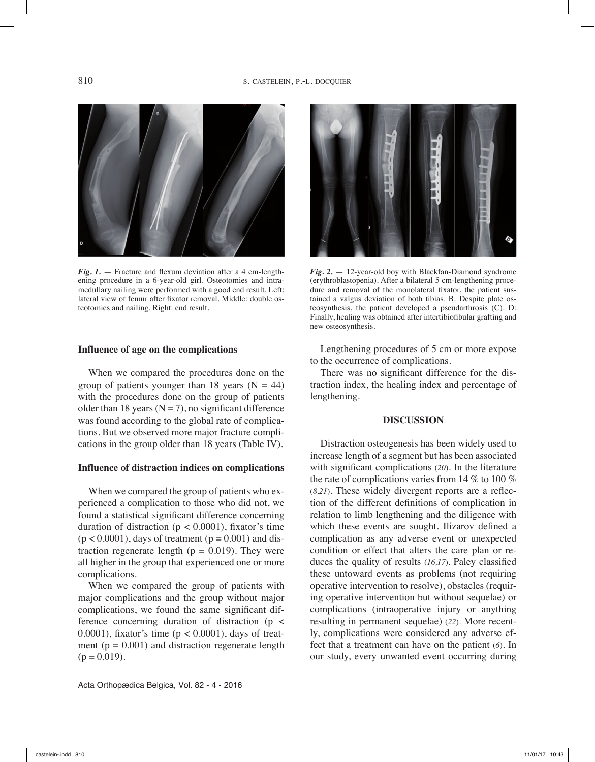*Fig. 1.* — Fracture and flexum deviation after a 4 cm-lengthening procedure in a 6-year-old girl. Osteotomies and intramedullary nailing were performed with a good end result. Left: lateral view of femur after fixator removal. Middle: double osteotomies and nailing. Right: end result.

*Fig. 2.* — 12-year-old boy with Blackfan-Diamond syndrome (erythroblastopenia). After a bilateral 5 cm-lengthening procedure and removal of the monolateral fixator, the patient sustained a valgus deviation of both tibias. B: Despite plate osteosynthesis, the patient developed a pseudarthrosis (C). D: Finally, healing was obtained after intertibiofibular grafting and new osteosynthesis.

### Influence of age on the complications

When we compared the procedures done on the group of patients younger than 18 years (N = 44) with the procedures done on the group of patients older than 18 years (N = 7), no significant difference was found according to the global rate of complications. But we observed more major fracture complications in the group older than 18 years (Table IV).

### Influence of distraction indices on complications

When we compared the group of patients who experienced a complication to those who did not, we found a statistical significant difference concerning duration of distraction ($p < 0.0001$), fixator's time ($p < 0.0001$), days of treatment ($p = 0.001$) and distraction regenerate length ($p = 0.019$). They were all higher in the group that experienced one or more complications.

When we compared the group of patients with major complications and the group without major complications, we found the same significant difference concerning duration of distraction ($p < 0.0001$), fixator's time ($p < 0.0001$), days of treatment ($p = 0.001$) and distraction regenerate length ($p = 0.019$).

Lengthening procedures of 5 cm or more expose to the occurrence of complications.

There was no significant difference for the distraction index, the healing index and percentage of lengthening.

## DISCUSSION

Distraction osteogenesis has been widely used to increase length of a segment but has been associated with significant complications (*20*). In the literature the rate of complications varies from 14 % to 100 % (*8,21*). These widely divergent reports are a reflection of the different definitions of complication in relation to limb lengthening and the diligence with which these events are sought. Ilizarov defined a complication as any adverse event or unexpected condition or effect that alters the care plan or reduces the quality of results (*16,17*). Paley classified these untoward events as problems (not requiring operative intervention to resolve), obstacles (requiring operative intervention but without sequelae) or complications (intraoperative injury or anything resulting in permanent sequelae) (*22*). More recently, complications were considered any adverse effect that a treatment can have on the patient (*6*). In our study, every unwanted event occurring during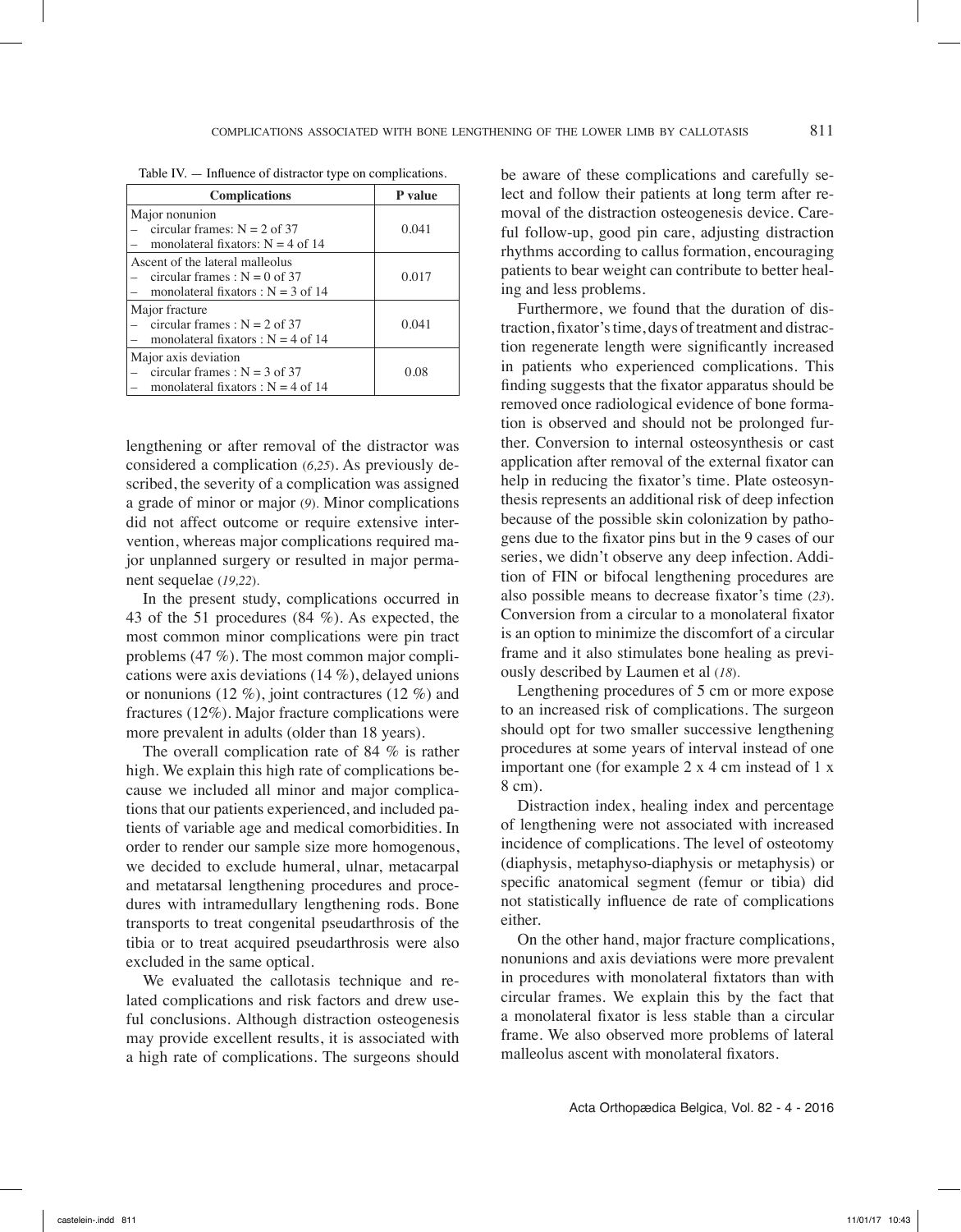Table IV. — Influence of distractor type on complications.

| Complications | P value |
|---|---|
| Major nonunion<br>– circular frames: N = 2 of 37<br>– monolateral fixators: N = 4 of 14 | 0.041 |
| Ascent of the lateral malleolus<br>– circular frames : N = 0 of 37<br>– monolateral fixators : N = 3 of 14 | 0.017 |
| Major fracture<br>– circular frames : N = 2 of 37<br>– monolateral fixators : N = 4 of 14 | 0.041 |
| Major axis deviation<br>– circular frames : N = 3 of 37<br>– monolateral fixators : N = 4 of 14 | 0.08 |

lengthening or after removal of the distractor was considered a complication (*6,25*). As previously described, the severity of a complication was assigned a grade of minor or major (*9*). Minor complications did not affect outcome or require extensive intervention, whereas major complications required major unplanned surgery or resulted in major permanent sequelae (*19,22*).

In the present study, complications occurred in 43 of the 51 procedures (84 %). As expected, the most common minor complications were pin tract problems (47 %). The most common major complications were axis deviations (14 %), delayed unions or nonunions (12 %), joint contractures (12 %) and fractures (12%). Major fracture complications were more prevalent in adults (older than 18 years).

The overall complication rate of 84 % is rather high. We explain this high rate of complications because we included all minor and major complications that our patients experienced, and included patients of variable age and medical comorbidities. In order to render our sample size more homogenous, we decided to exclude humeral, ulnar, metacarpal and metatarsal lengthening procedures and procedures with intramedullary lengthening rods. Bone transports to treat congenital pseudarthrosis of the tibia or to treat acquired pseudarthrosis were also excluded in the same optical.

We evaluated the callotasis technique and related complications and risk factors and drew useful conclusions. Although distraction osteogenesis may provide excellent results, it is associated with a high rate of complications. The surgeons should be aware of these complications and carefully select and follow their patients at long term after removal of the distraction osteogenesis device. Careful follow-up, good pin care, adjusting distraction rhythms according to callus formation, encouraging patients to bear weight can contribute to better healing and less problems.

Furthermore, we found that the duration of distraction, fixator's time, days of treatment and distraction regenerate length were significantly increased in patients who experienced complications. This finding suggests that the fixator apparatus should be removed once radiological evidence of bone formation is observed and should not be prolonged further. Conversion to internal osteosynthesis or cast application after removal of the external fixator can help in reducing the fixator's time. Plate osteosynthesis represents an additional risk of deep infection because of the possible skin colonization by pathogens due to the fixator pins but in the 9 cases of our series, we didn't observe any deep infection. Addition of FIN or bifocal lengthening procedures are also possible means to decrease fixator's time (*23*). Conversion from a circular to a monolateral fixator is an option to minimize the discomfort of a circular frame and it also stimulates bone healing as previously described by Laumen et al (*18*).

Lengthening procedures of 5 cm or more expose to an increased risk of complications. The surgeon should opt for two smaller successive lengthening procedures at some years of interval instead of one important one (for example 2 x 4 cm instead of 1 x 8 cm).

Distraction index, healing index and percentage of lengthening were not associated with increased incidence of complications. The level of osteotomy (diaphysis, metaphyso-diaphysis or metaphysis) or specific anatomical segment (femur or tibia) did not statistically influence de rate of complications either.

On the other hand, major fracture complications, nonunions and axis deviations were more prevalent in procedures with monolateral fixtators than with circular frames. We explain this by the fact that a monolateral fixator is less stable than a circular frame. We also observed more problems of lateral malleolus ascent with monolateral fixators.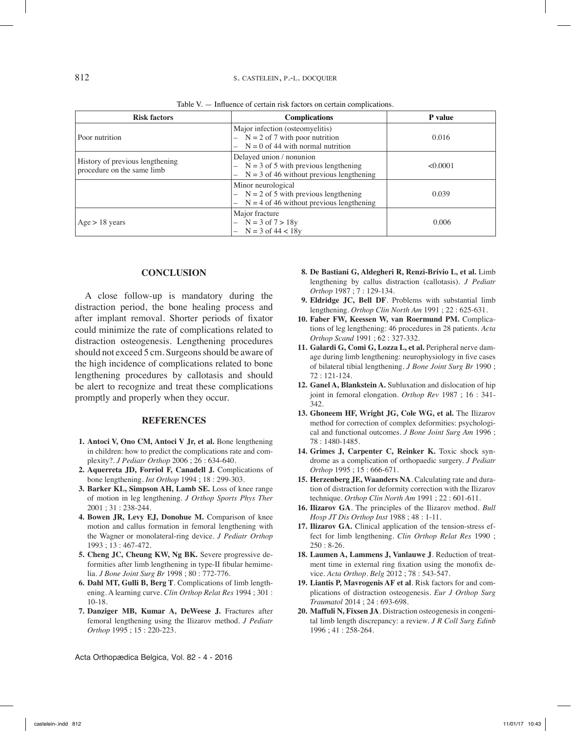Table V. — Influence of certain risk factors on certain complications.

| Risk factors | Complications | P value |
|---|---|---|
| Poor nutrition | Major infection (osteomyelitis)<br>– N = 2 of 7 with poor nutrition<br>– N = 0 of 44 with normal nutrition | 0.016 |
| History of previous lengthening procedure on the same limb | Delayed union / nonunion<br>– N = 3 of 5 with previous lengthening<br>– N = 3 of 46 without previous lengthening | <0.0001 |
| | Minor neurological<br>– N = 2 of 5 with previous lengthening<br>– N = 4 of 46 without previous lengthening | 0.039 |
| Age > 18 years | Major fracture<br>– N = 3 of 7 > 18y<br>– N = 3 of 44 < 18y | 0.006 |

## CONCLUSION

A close follow-up is mandatory during the distraction period, the bone healing process and after implant removal. Shorter periods of fixator could minimize the rate of complications related to distraction osteogenesis. Lengthening procedures should not exceed 5 cm. Surgeons should be aware of the high incidence of complications related to bone lengthening procedures by callotasis and should be alert to recognize and treat these complications promptly and properly when they occur.

## REFERENCES

1. **Antoci V, Ono CM, Antoci V Jr, et al.** Bone lengthening in children: how to predict the complications rate and complexity?. *J Pediatr Orthop* 2006 ; 26 : 634-640.
2. **Aquerreta JD, Forriol F, Canadell J.** Complications of bone lengthening. *Int Orthop* 1994 ; 18 : 299-303.
3. **Barker KL, Simpson AH, Lamb SE.** Loss of knee range of motion in leg lengthening. *J Orthop Sports Phys Ther* 2001 ; 31 : 238-244.
4. **Bowen JR, Levy EJ, Donohue M.** Comparison of knee motion and callus formation in femoral lengthening with the Wagner or monolateral-ring device. *J Pediatr Orthop* 1993 ; 13 : 467-472.
5. **Cheng JC, Cheung KW, Ng BK.** Severe progressive deformities after limb lengthening in type-II fibular hemimelia. *J Bone Joint Surg Br* 1998 ; 80 : 772-776.
6. **Dahl MT, Gulli B, Berg T**. Complications of limb lengthening. A learning curve. *Clin Orthop Relat Res* 1994 ; 301 : 10-18.
7. **Danziger MB, Kumar A, DeWeese J.** Fractures after femoral lengthening using the Ilizarov method. *J Pediatr Orthop* 1995 ; 15 : 220-223.
8. **De Bastiani G, Aldegheri R, Renzi-Brivio L, et al.** Limb lengthening by callus distraction (callotasis). *J Pediatr Orthop* 1987 ; 7 : 129-134.
9. **Eldridge JC, Bell DF**. Problems with substantial limb lengthening. *Orthop Clin North Am* 1991 ; 22 : 625-631.
10. **Faber FW, Keessen W, van Roermund PM.** Complications of leg lengthening: 46 procedures in 28 patients. *Acta Orthop Scand* 1991 ; 62 : 327-332.
11. **Galardi G, Comi G, Lozza L, et al.** Peripheral nerve damage during limb lengthening: neurophysiology in five cases of bilateral tibial lengthening. *J Bone Joint Surg Br* 1990 ; 72 : 121-124.
12. **Ganel A, Blankstein A.** Subluxation and dislocation of hip joint in femoral elongation. *Orthop Rev* 1987 ; 16 : 341-342.
13. **Ghoneem HF, Wright JG, Cole WG, et al.** The Ilizarov method for correction of complex deformities: psychological and functional outcomes. *J Bone Joint Surg Am* 1996 ; 78 : 1480-1485.
14. **Grimes J, Carpenter C, Reinker K.** Toxic shock syndrome as a complication of orthopaedic surgery. *J Pediatr Orthop* 1995 ; 15 : 666-671.
15. **Herzenberg JE, Waanders NA**. Calculating rate and duration of distraction for deformity correction with the Ilizarov technique. *Orthop Clin North Am* 1991 ; 22 : 601-611.
16. **Ilizarov GA**. The principles of the Ilizarov method. *Bull Hosp JT Dis Orthop Inst* 1988 ; 48 : 1-11.
17. **Ilizarov GA.** Clinical application of the tension-stress effect for limb lengthening. *Clin Orthop Relat Res* 1990 ; 250 : 8-26.
18. **Laumen A, Lammens J, Vanlauwe J**. Reduction of treatment time in external ring fixation using the monofix device. *Acta Orthop. Belg* 2012 ; 78 : 543-547.
19. **Liantis P, Mavrogenis AF et al**. Risk factors for and complications of distraction osteogenesis. *Eur J Orthop Surg Traumatol* 2014 ; 24 : 693-698.
20. **Maffuli N, Fixsen JA**. Distraction osteogenesis in congenital limb length discrepancy: a review. *J R Coll Surg Edinb* 1996 ; 41 : 258-264.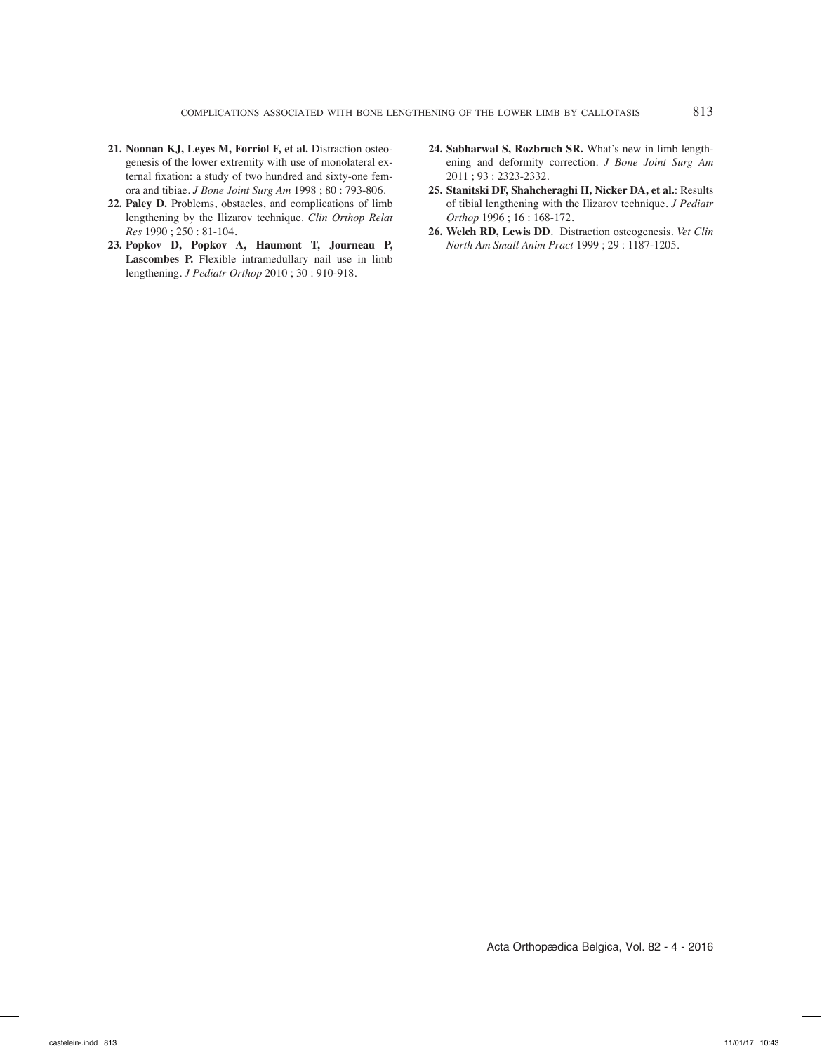21. **Noonan KJ, Leyes M, Forriol F, et al.** Distraction osteogenesis of the lower extremity with use of monolateral external fixation: a study of two hundred and sixty-one femora and tibiae. *J Bone Joint Surg Am* 1998 ; 80 : 793-806.
22. **Paley D.** Problems, obstacles, and complications of limb lengthening by the Ilizarov technique. *Clin Orthop Relat Res* 1990 ; 250 : 81-104.
23. **Popkov D, Popkov A, Haumont T, Journeau P, Lascombes P.** Flexible intramedullary nail use in limb lengthening. *J Pediatr Orthop* 2010 ; 30 : 910-918.
24. **Sabharwal S, Rozbruch SR.** What's new in limb lengthening and deformity correction. *J Bone Joint Surg Am* 2011 ; 93 : 2323-2332.
25. **Stanitski DF, Shahcheraghi H, Nicker DA, et al.**: Results of tibial lengthening with the Ilizarov technique. *J Pediatr Orthop* 1996 ; 16 : 168-172.
26. **Welch RD, Lewis DD**. Distraction osteogenesis. *Vet Clin North Am Small Anim Pract* 1999 ; 29 : 1187-1205.